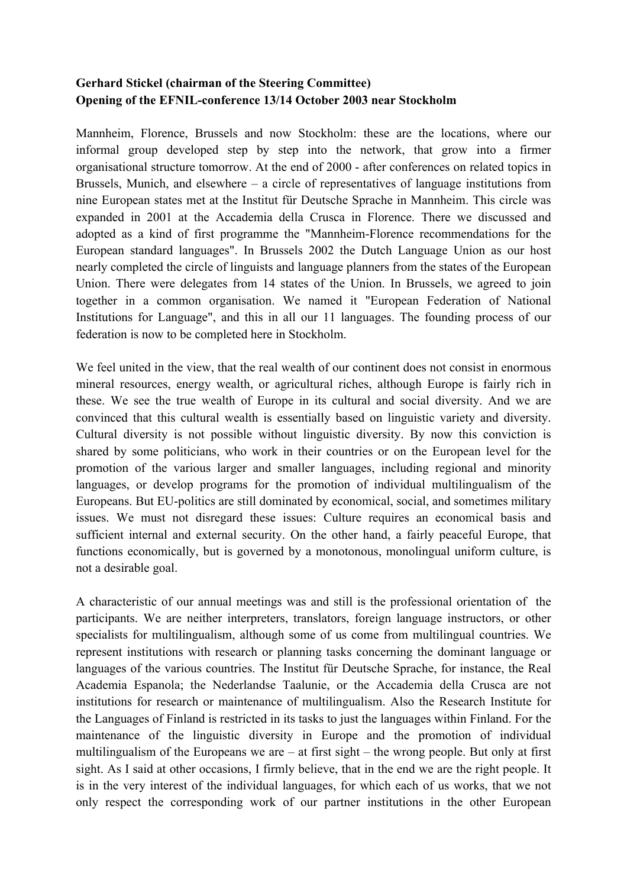**Gerhard Stickel (chairman of the Steering Committee)**
**Opening of the EFNIL-conference 13/14 October 2003 near Stockholm**

Mannheim, Florence, Brussels and now Stockholm: these are the locations, where our informal group developed step by step into the network, that grow into a firmer organisational structure tomorrow. At the end of 2000 - after conferences on related topics in Brussels, Munich, and elsewhere – a circle of representatives of language institutions from nine European states met at the Institut für Deutsche Sprache in Mannheim. This circle was expanded in 2001 at the Accademia della Crusca in Florence. There we discussed and adopted as a kind of first programme the "Mannheim-Florence recommendations for the European standard languages". In Brussels 2002 the Dutch Language Union as our host nearly completed the circle of linguists and language planners from the states of the European Union. There were delegates from 14 states of the Union. In Brussels, we agreed to join together in a common organisation. We named it "European Federation of National Institutions for Language", and this in all our 11 languages. The founding process of our federation is now to be completed here in Stockholm.

We feel united in the view, that the real wealth of our continent does not consist in enormous mineral resources, energy wealth, or agricultural riches, although Europe is fairly rich in these. We see the true wealth of Europe in its cultural and social diversity. And we are convinced that this cultural wealth is essentially based on linguistic variety and diversity. Cultural diversity is not possible without linguistic diversity. By now this conviction is shared by some politicians, who work in their countries or on the European level for the promotion of the various larger and smaller languages, including regional and minority languages, or develop programs for the promotion of individual multilingualism of the Europeans. But EU-politics are still dominated by economical, social, and sometimes military issues. We must not disregard these issues: Culture requires an economical basis and sufficient internal and external security. On the other hand, a fairly peaceful Europe, that functions economically, but is governed by a monotonous, monolingual uniform culture, is not a desirable goal.

A characteristic of our annual meetings was and still is the professional orientation of the participants. We are neither interpreters, translators, foreign language instructors, or other specialists for multilingualism, although some of us come from multilingual countries. We represent institutions with research or planning tasks concerning the dominant language or languages of the various countries. The Institut für Deutsche Sprache, for instance, the Real Academia Espanola; the Nederlandse Taalunie, or the Accademia della Crusca are not institutions for research or maintenance of multilingualism. Also the Research Institute for the Languages of Finland is restricted in its tasks to just the languages within Finland. For the maintenance of the linguistic diversity in Europe and the promotion of individual multilingualism of the Europeans we are – at first sight – the wrong people. But only at first sight. As I said at other occasions, I firmly believe, that in the end we are the right people. It is in the very interest of the individual languages, for which each of us works, that we not only respect the corresponding work of our partner institutions in the other European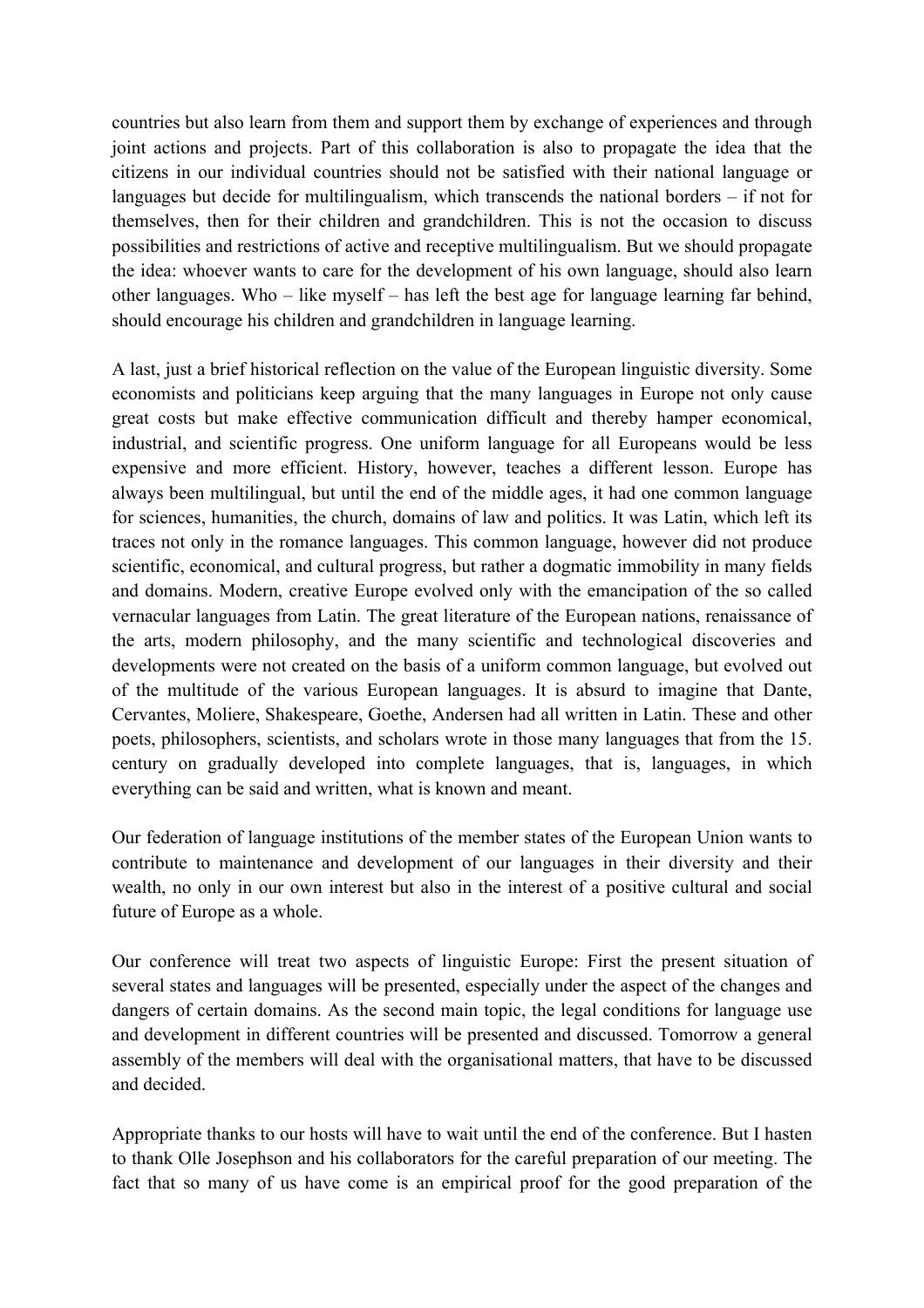countries but also learn from them and support them by exchange of experiences and through joint actions and projects. Part of this collaboration is also to propagate the idea that the citizens in our individual countries should not be satisfied with their national language or languages but decide for multilingualism, which transcends the national borders – if not for themselves, then for their children and grandchildren. This is not the occasion to discuss possibilities and restrictions of active and receptive multilingualism. But we should propagate the idea: whoever wants to care for the development of his own language, should also learn other languages. Who – like myself – has left the best age for language learning far behind, should encourage his children and grandchildren in language learning.

A last, just a brief historical reflection on the value of the European linguistic diversity. Some economists and politicians keep arguing that the many languages in Europe not only cause great costs but make effective communication difficult and thereby hamper economical, industrial, and scientific progress. One uniform language for all Europeans would be less expensive and more efficient. History, however, teaches a different lesson. Europe has always been multilingual, but until the end of the middle ages, it had one common language for sciences, humanities, the church, domains of law and politics. It was Latin, which left its traces not only in the romance languages. This common language, however did not produce scientific, economical, and cultural progress, but rather a dogmatic immobility in many fields and domains. Modern, creative Europe evolved only with the emancipation of the so called vernacular languages from Latin. The great literature of the European nations, renaissance of the arts, modern philosophy, and the many scientific and technological discoveries and developments were not created on the basis of a uniform common language, but evolved out of the multitude of the various European languages. It is absurd to imagine that Dante, Cervantes, Moliere, Shakespeare, Goethe, Andersen had all written in Latin. These and other poets, philosophers, scientists, and scholars wrote in those many languages that from the 15. century on gradually developed into complete languages, that is, languages, in which everything can be said and written, what is known and meant.

Our federation of language institutions of the member states of the European Union wants to contribute to maintenance and development of our languages in their diversity and their wealth, no only in our own interest but also in the interest of a positive cultural and social future of Europe as a whole.

Our conference will treat two aspects of linguistic Europe: First the present situation of several states and languages will be presented, especially under the aspect of the changes and dangers of certain domains. As the second main topic, the legal conditions for language use and development in different countries will be presented and discussed. Tomorrow a general assembly of the members will deal with the organisational matters, that have to be discussed and decided.

Appropriate thanks to our hosts will have to wait until the end of the conference. But I hasten to thank Olle Josephson and his collaborators for the careful preparation of our meeting. The fact that so many of us have come is an empirical proof for the good preparation of the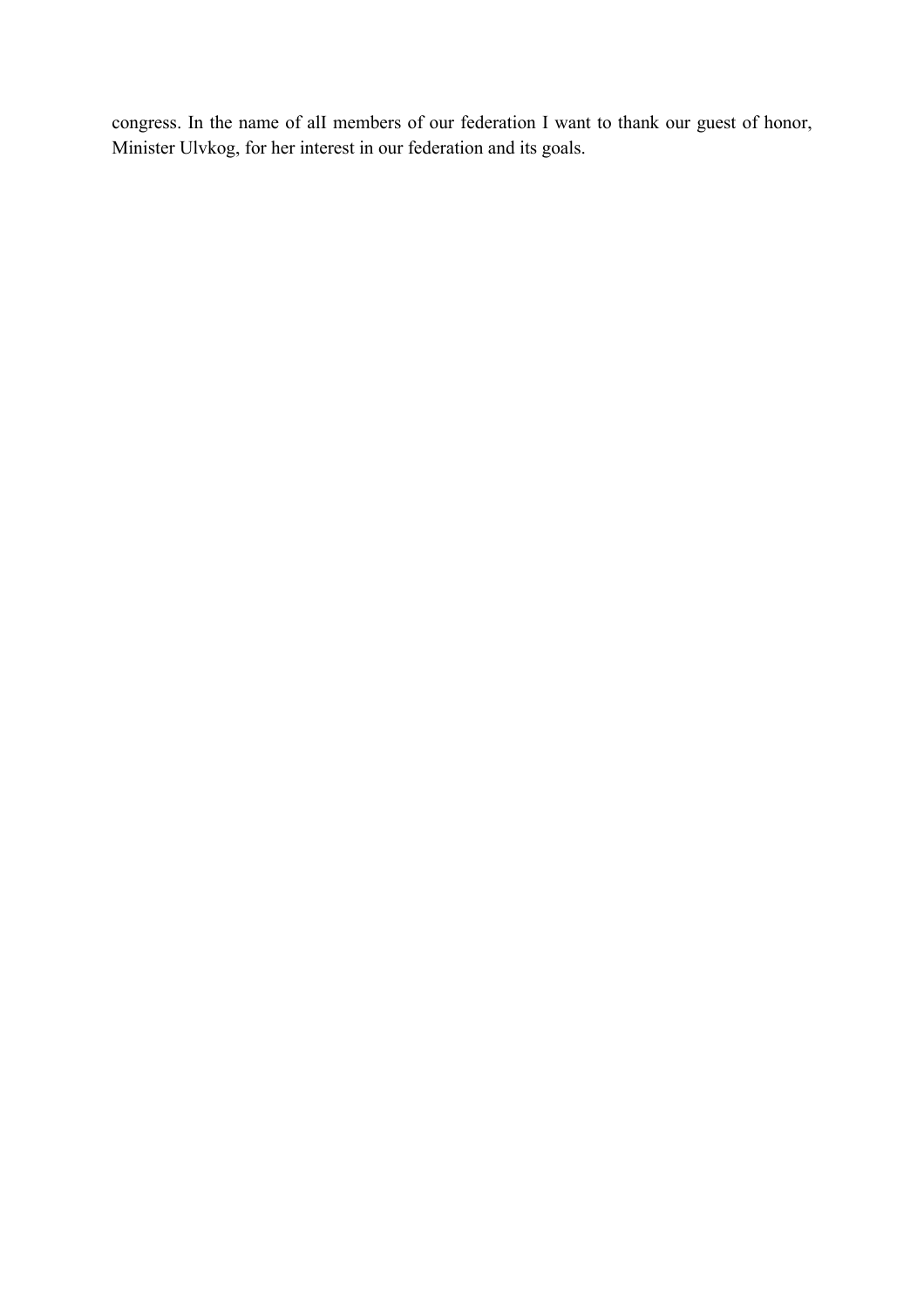congress. In the name of alI members of our federation I want to thank our guest of honor, Minister Ulvkog, for her interest in our federation and its goals.